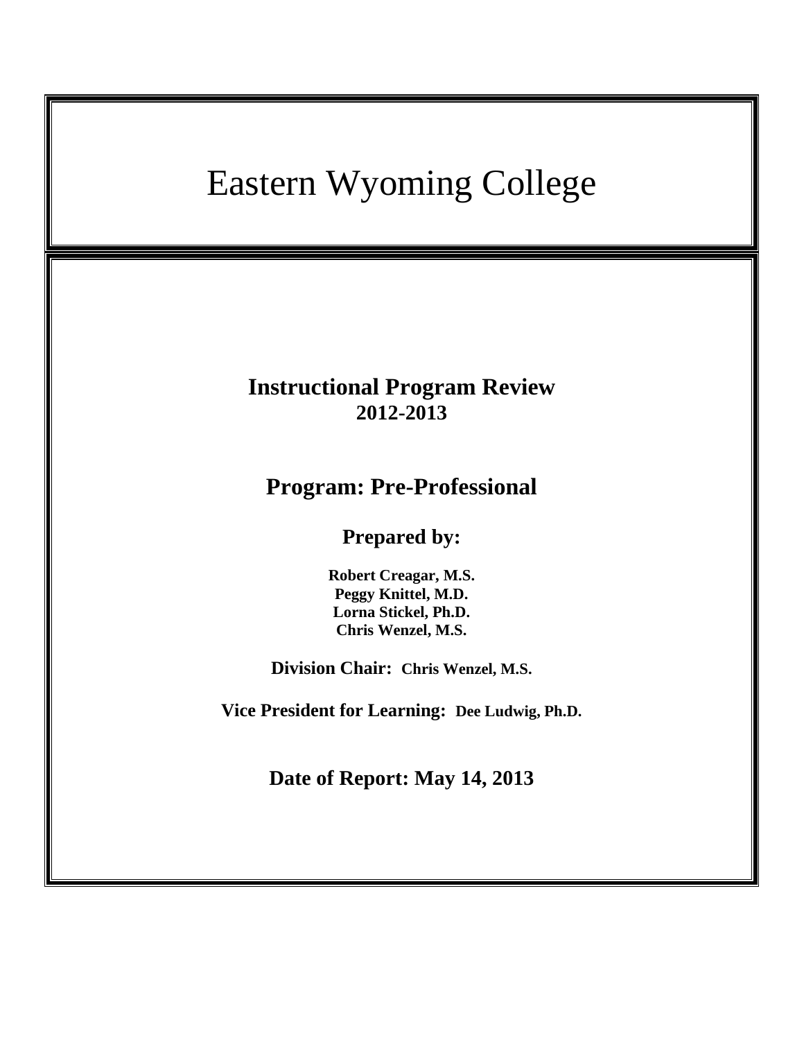# Eastern Wyoming College

## Instructional Program Review
**2012-2013**

## Program: Pre-Professional

### Prepared by:

**Robert Creagar, M.S.**
**Peggy Knittel, M.D.**
**Lorna Stickel, Ph.D.**
**Chris Wenzel, M.S.**

**Division Chair:** **Chris Wenzel, M.S.**

**Vice President for Learning:** **Dee Ludwig, Ph.D.**

**Date of Report: May 14, 2013**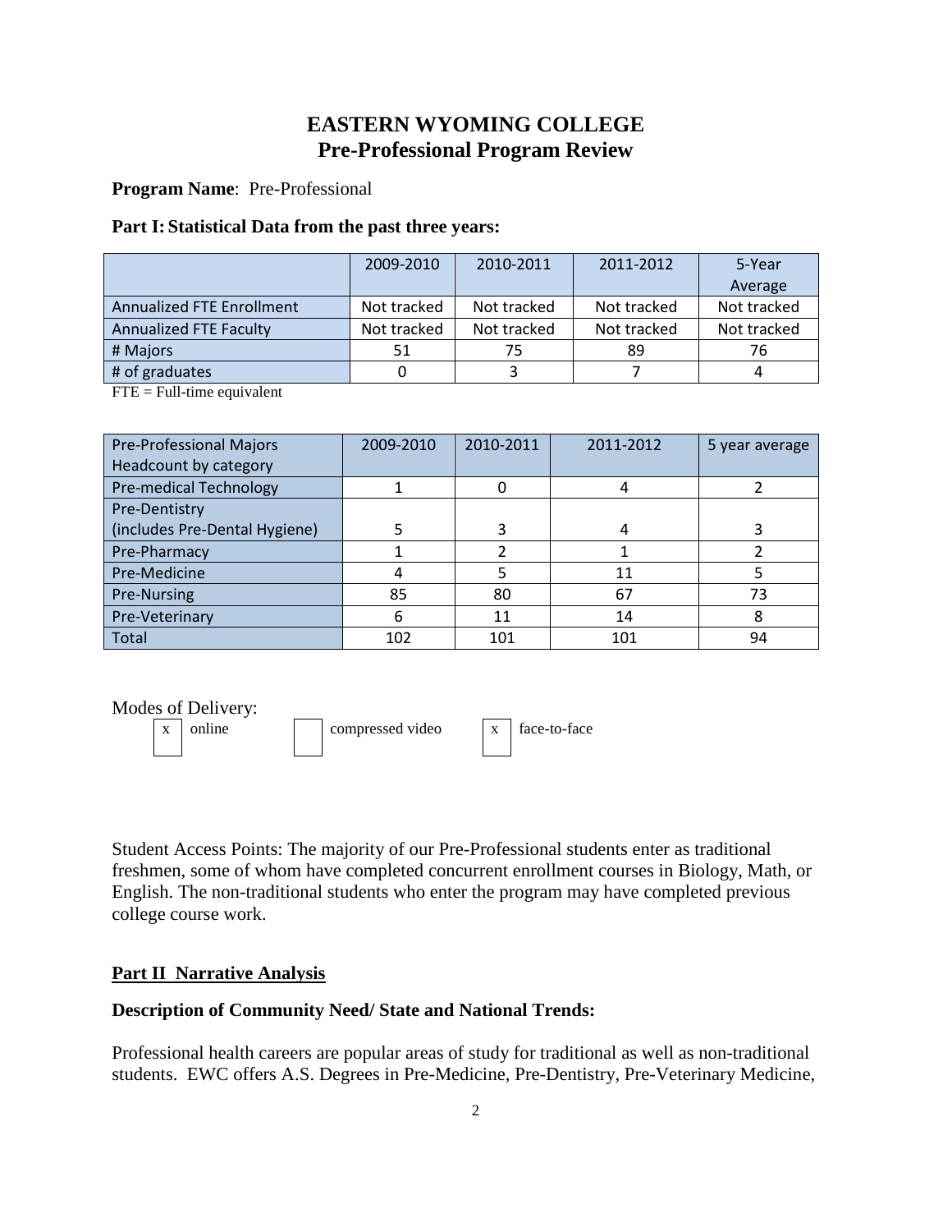# EASTERN WYOMING COLLEGE
## Pre-Professional Program Review

**Program Name**: Pre-Professional

### Part I: Statistical Data from the past three years:

| | 2009-2010 | 2010-2011 | 2011-2012 | 5-Year Average |
|---|---|---|---|---|
| Annualized FTE Enrollment | Not tracked | Not tracked | Not tracked | Not tracked |
| Annualized FTE Faculty | Not tracked | Not tracked | Not tracked | Not tracked |
| # Majors | 51 | 75 | 89 | 76 |
| # of graduates | 0 | 3 | 7 | 4 |

FTE = Full-time equivalent

| Pre-Professional Majors Headcount by category | 2009-2010 | 2010-2011 | 2011-2012 | 5 year average |
|---|---|---|---|---|
| Pre-medical Technology | 1 | 0 | 4 | 2 |
| Pre-Dentistry (includes Pre-Dental Hygiene) | 5 | 3 | 4 | 3 |
| Pre-Pharmacy | 1 | 2 | 1 | 2 |
| Pre-Medicine | 4 | 5 | 11 | 5 |
| Pre-Nursing | 85 | 80 | 67 | 73 |
| Pre-Veterinary | 6 | 11 | 14 | 8 |
| Total | 102 | 101 | 101 | 94 |

Modes of Delivery:

- [x] online
- [ ] compressed video
- [x] face-to-face

Student Access Points: The majority of our Pre-Professional students enter as traditional freshmen, some of whom have completed concurrent enrollment courses in Biology, Math, or English. The non-traditional students who enter the program may have completed previous college course work.

### Part II Narrative Analysis

**Description of Community Need/ State and National Trends:**

Professional health careers are popular areas of study for traditional as well as non-traditional students. EWC offers A.S. Degrees in Pre-Medicine, Pre-Dentistry, Pre-Veterinary Medicine,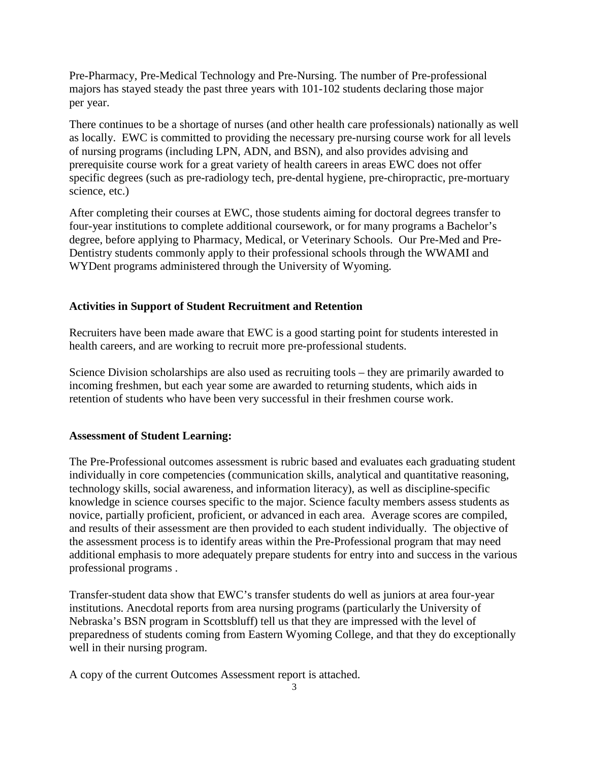Pre-Pharmacy, Pre-Medical Technology and Pre-Nursing. The number of Pre-professional majors has stayed steady the past three years with 101-102 students declaring those major per year.

There continues to be a shortage of nurses (and other health care professionals) nationally as well as locally. EWC is committed to providing the necessary pre-nursing course work for all levels of nursing programs (including LPN, ADN, and BSN), and also provides advising and prerequisite course work for a great variety of health careers in areas EWC does not offer specific degrees (such as pre-radiology tech, pre-dental hygiene, pre-chiropractic, pre-mortuary science, etc.)

After completing their courses at EWC, those students aiming for doctoral degrees transfer to four-year institutions to complete additional coursework, or for many programs a Bachelor's degree, before applying to Pharmacy, Medical, or Veterinary Schools. Our Pre-Med and Pre-Dentistry students commonly apply to their professional schools through the WWAMI and WYDent programs administered through the University of Wyoming.

**Activities in Support of Student Recruitment and Retention**

Recruiters have been made aware that EWC is a good starting point for students interested in health careers, and are working to recruit more pre-professional students.

Science Division scholarships are also used as recruiting tools – they are primarily awarded to incoming freshmen, but each year some are awarded to returning students, which aids in retention of students who have been very successful in their freshmen course work.

**Assessment of Student Learning:**

The Pre-Professional outcomes assessment is rubric based and evaluates each graduating student individually in core competencies (communication skills, analytical and quantitative reasoning, technology skills, social awareness, and information literacy), as well as discipline-specific knowledge in science courses specific to the major. Science faculty members assess students as novice, partially proficient, proficient, or advanced in each area. Average scores are compiled, and results of their assessment are then provided to each student individually. The objective of the assessment process is to identify areas within the Pre-Professional program that may need additional emphasis to more adequately prepare students for entry into and success in the various professional programs .

Transfer-student data show that EWC's transfer students do well as juniors at area four-year institutions. Anecdotal reports from area nursing programs (particularly the University of Nebraska's BSN program in Scottsbluff) tell us that they are impressed with the level of preparedness of students coming from Eastern Wyoming College, and that they do exceptionally well in their nursing program.

A copy of the current Outcomes Assessment report is attached.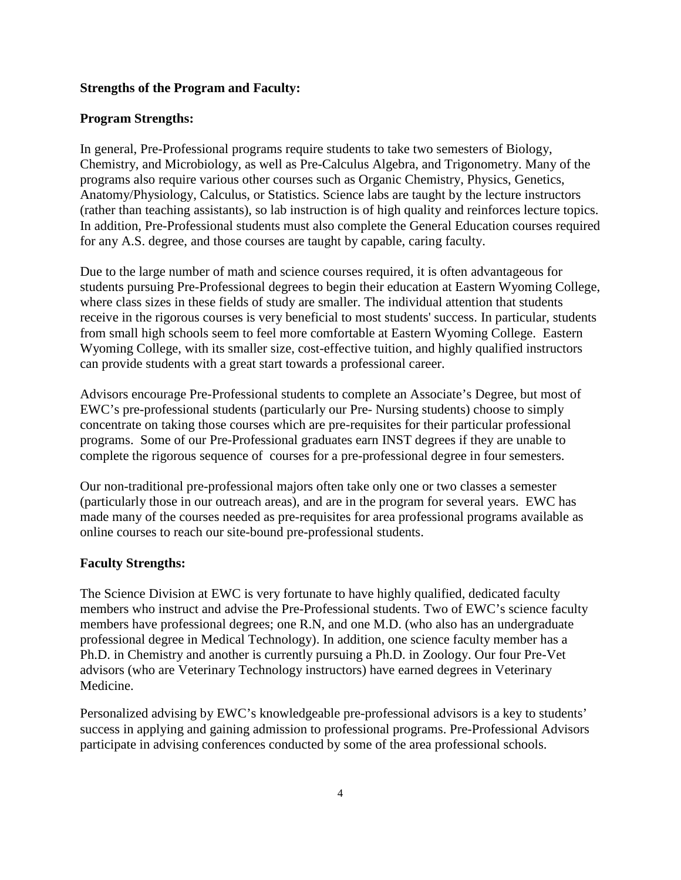**Strengths of the Program and Faculty:**

**Program Strengths:**

In general, Pre-Professional programs require students to take two semesters of Biology, Chemistry, and Microbiology, as well as Pre-Calculus Algebra, and Trigonometry. Many of the programs also require various other courses such as Organic Chemistry, Physics, Genetics, Anatomy/Physiology, Calculus, or Statistics. Science labs are taught by the lecture instructors (rather than teaching assistants), so lab instruction is of high quality and reinforces lecture topics. In addition, Pre-Professional students must also complete the General Education courses required for any A.S. degree, and those courses are taught by capable, caring faculty.

Due to the large number of math and science courses required, it is often advantageous for students pursuing Pre-Professional degrees to begin their education at Eastern Wyoming College, where class sizes in these fields of study are smaller. The individual attention that students receive in the rigorous courses is very beneficial to most students' success. In particular, students from small high schools seem to feel more comfortable at Eastern Wyoming College. Eastern Wyoming College, with its smaller size, cost-effective tuition, and highly qualified instructors can provide students with a great start towards a professional career.

Advisors encourage Pre-Professional students to complete an Associate's Degree, but most of EWC's pre-professional students (particularly our Pre- Nursing students) choose to simply concentrate on taking those courses which are pre-requisites for their particular professional programs. Some of our Pre-Professional graduates earn INST degrees if they are unable to complete the rigorous sequence of courses for a pre-professional degree in four semesters.

Our non-traditional pre-professional majors often take only one or two classes a semester (particularly those in our outreach areas), and are in the program for several years. EWC has made many of the courses needed as pre-requisites for area professional programs available as online courses to reach our site-bound pre-professional students.

**Faculty Strengths:**

The Science Division at EWC is very fortunate to have highly qualified, dedicated faculty members who instruct and advise the Pre-Professional students. Two of EWC's science faculty members have professional degrees; one R.N, and one M.D. (who also has an undergraduate professional degree in Medical Technology). In addition, one science faculty member has a Ph.D. in Chemistry and another is currently pursuing a Ph.D. in Zoology. Our four Pre-Vet advisors (who are Veterinary Technology instructors) have earned degrees in Veterinary Medicine.

Personalized advising by EWC's knowledgeable pre-professional advisors is a key to students' success in applying and gaining admission to professional programs. Pre-Professional Advisors participate in advising conferences conducted by some of the area professional schools.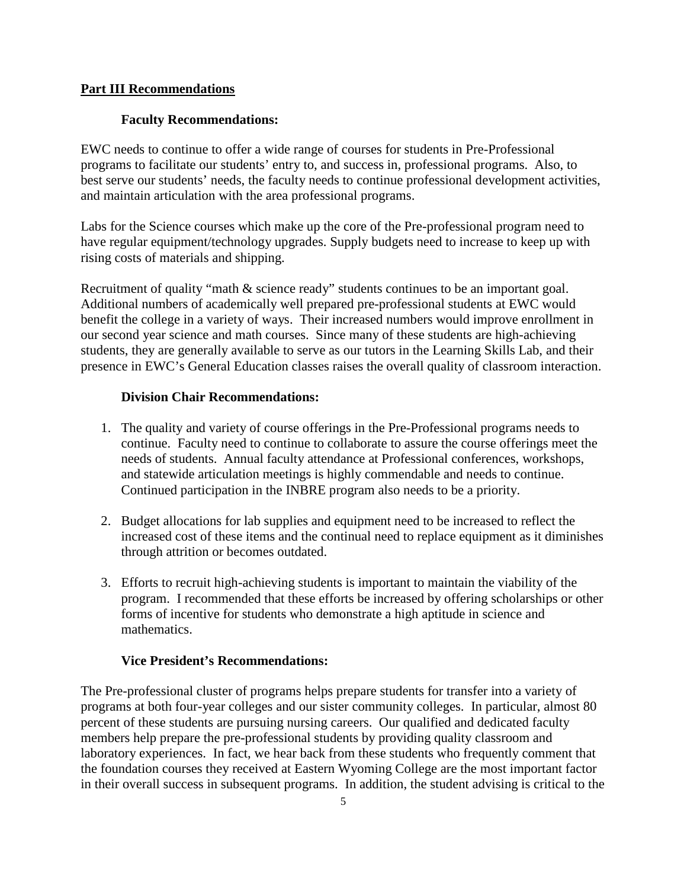## Part III Recommendations

### Faculty Recommendations:

EWC needs to continue to offer a wide range of courses for students in Pre-Professional programs to facilitate our students' entry to, and success in, professional programs. Also, to best serve our students' needs, the faculty needs to continue professional development activities, and maintain articulation with the area professional programs.

Labs for the Science courses which make up the core of the Pre-professional program need to have regular equipment/technology upgrades. Supply budgets need to increase to keep up with rising costs of materials and shipping.

Recruitment of quality "math & science ready" students continues to be an important goal. Additional numbers of academically well prepared pre-professional students at EWC would benefit the college in a variety of ways. Their increased numbers would improve enrollment in our second year science and math courses. Since many of these students are high-achieving students, they are generally available to serve as our tutors in the Learning Skills Lab, and their presence in EWC's General Education classes raises the overall quality of classroom interaction.

### Division Chair Recommendations:

1. The quality and variety of course offerings in the Pre-Professional programs needs to continue. Faculty need to continue to collaborate to assure the course offerings meet the needs of students. Annual faculty attendance at Professional conferences, workshops, and statewide articulation meetings is highly commendable and needs to continue. Continued participation in the INBRE program also needs to be a priority.

2. Budget allocations for lab supplies and equipment need to be increased to reflect the increased cost of these items and the continual need to replace equipment as it diminishes through attrition or becomes outdated.

3. Efforts to recruit high-achieving students is important to maintain the viability of the program. I recommended that these efforts be increased by offering scholarships or other forms of incentive for students who demonstrate a high aptitude in science and mathematics.

### Vice President's Recommendations:

The Pre-professional cluster of programs helps prepare students for transfer into a variety of programs at both four-year colleges and our sister community colleges. In particular, almost 80 percent of these students are pursuing nursing careers. Our qualified and dedicated faculty members help prepare the pre-professional students by providing quality classroom and laboratory experiences. In fact, we hear back from these students who frequently comment that the foundation courses they received at Eastern Wyoming College are the most important factor in their overall success in subsequent programs. In addition, the student advising is critical to the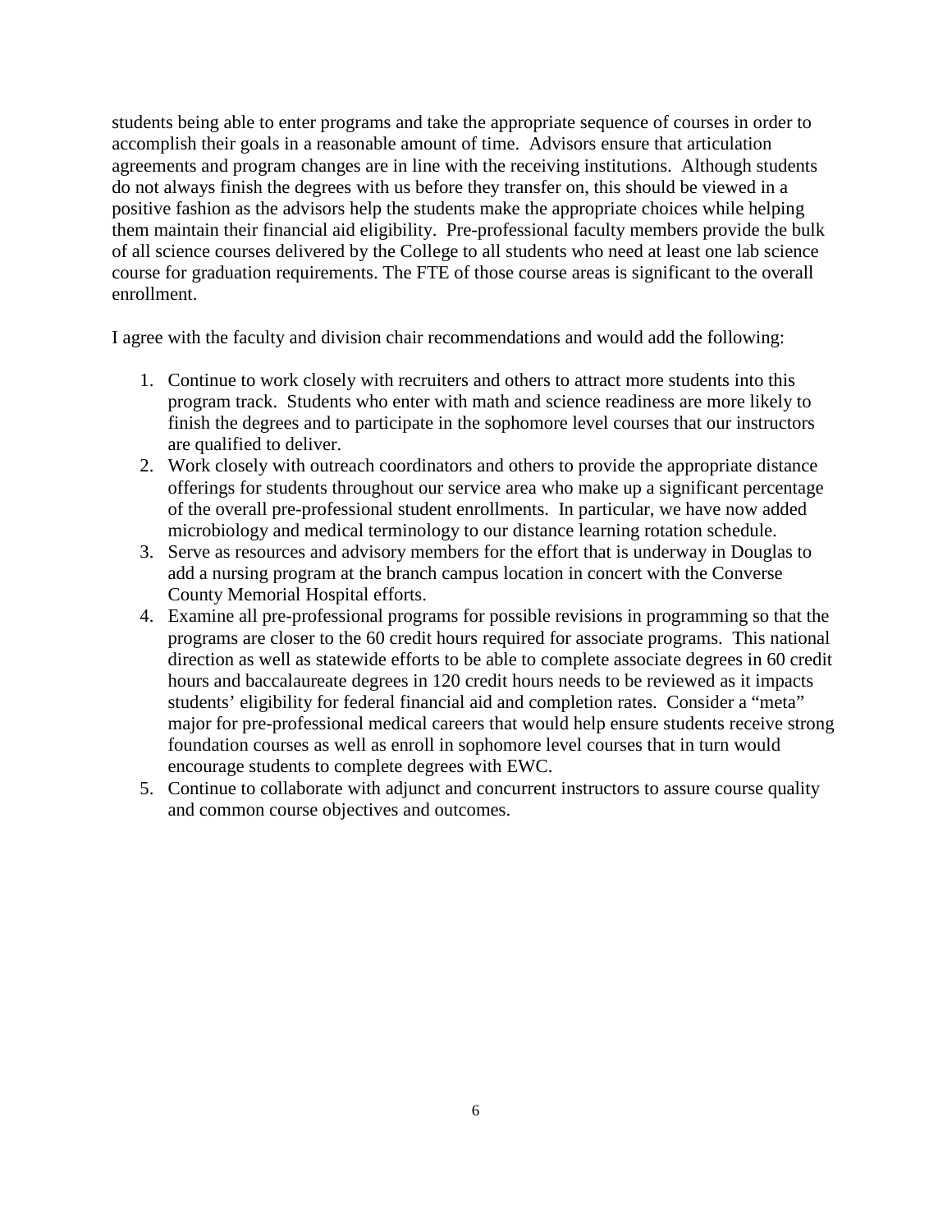students being able to enter programs and take the appropriate sequence of courses in order to accomplish their goals in a reasonable amount of time. Advisors ensure that articulation agreements and program changes are in line with the receiving institutions. Although students do not always finish the degrees with us before they transfer on, this should be viewed in a positive fashion as the advisors help the students make the appropriate choices while helping them maintain their financial aid eligibility. Pre-professional faculty members provide the bulk of all science courses delivered by the College to all students who need at least one lab science course for graduation requirements. The FTE of those course areas is significant to the overall enrollment.

I agree with the faculty and division chair recommendations and would add the following:

1. Continue to work closely with recruiters and others to attract more students into this program track. Students who enter with math and science readiness are more likely to finish the degrees and to participate in the sophomore level courses that our instructors are qualified to deliver.
2. Work closely with outreach coordinators and others to provide the appropriate distance offerings for students throughout our service area who make up a significant percentage of the overall pre-professional student enrollments. In particular, we have now added microbiology and medical terminology to our distance learning rotation schedule.
3. Serve as resources and advisory members for the effort that is underway in Douglas to add a nursing program at the branch campus location in concert with the Converse County Memorial Hospital efforts.
4. Examine all pre-professional programs for possible revisions in programming so that the programs are closer to the 60 credit hours required for associate programs. This national direction as well as statewide efforts to be able to complete associate degrees in 60 credit hours and baccalaureate degrees in 120 credit hours needs to be reviewed as it impacts students' eligibility for federal financial aid and completion rates. Consider a "meta" major for pre-professional medical careers that would help ensure students receive strong foundation courses as well as enroll in sophomore level courses that in turn would encourage students to complete degrees with EWC.
5. Continue to collaborate with adjunct and concurrent instructors to assure course quality and common course objectives and outcomes.